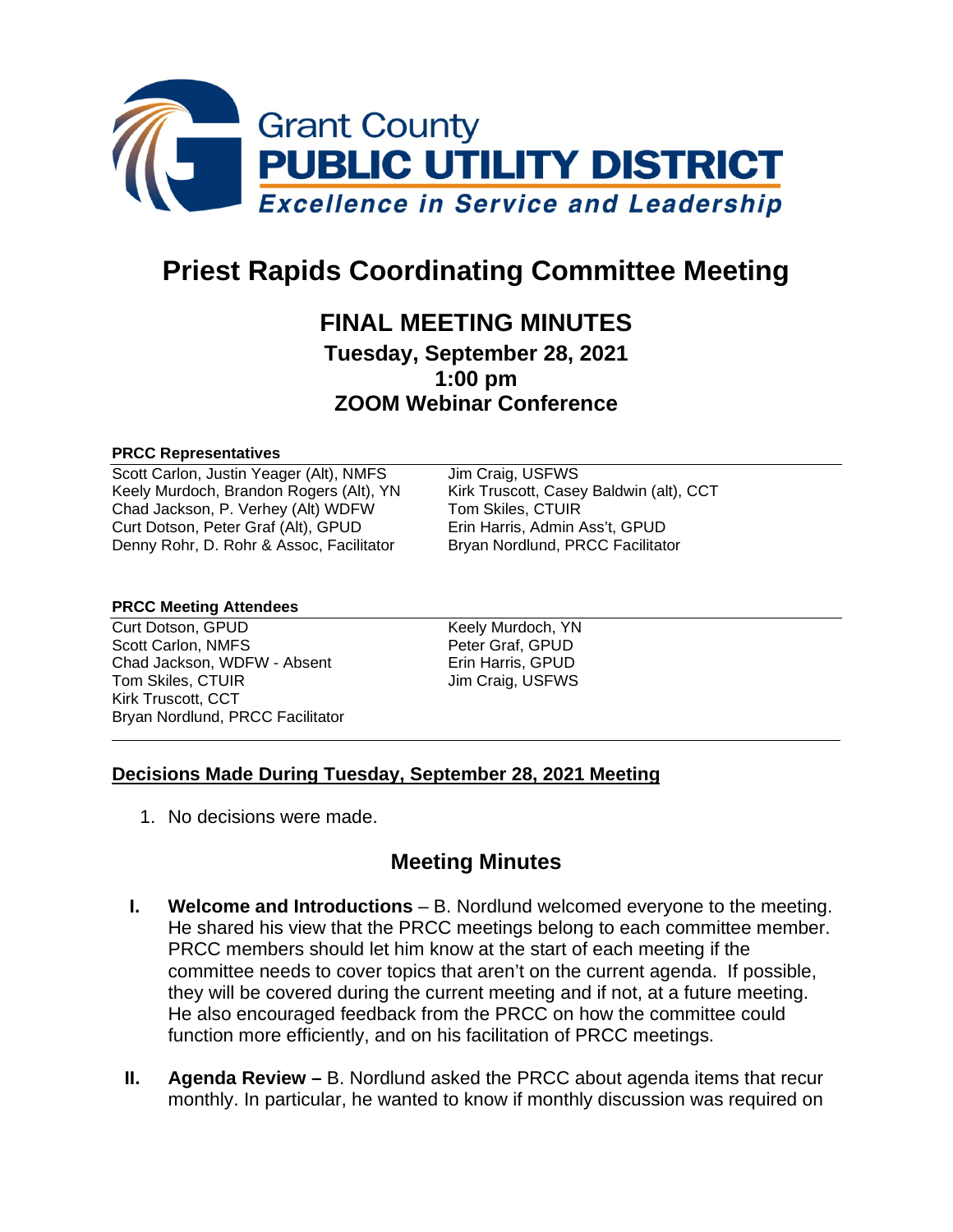Grant County
**PUBLIC UTILITY DISTRICT**
*Excellence in Service and Leadership*

# Priest Rapids Coordinating Committee Meeting

## FINAL MEETING MINUTES

### Tuesday, September 28, 2021
### 1:00 pm
### ZOOM Webinar Conference

**PRCC Representatives**

| | |
|---|---|
| Scott Carlon, Justin Yeager (Alt), NMFS | Jim Craig, USFWS |
| Keely Murdoch, Brandon Rogers (Alt), YN | Kirk Truscott, Casey Baldwin (alt), CCT |
| Chad Jackson, P. Verhey (Alt) WDFW | Tom Skiles, CTUIR |
| Curt Dotson, Peter Graf (Alt), GPUD | Erin Harris, Admin Ass't, GPUD |
| Denny Rohr, D. Rohr & Assoc, Facilitator | Bryan Nordlund, PRCC Facilitator |

**PRCC Meeting Attendees**

| | |
|---|---|
| Curt Dotson, GPUD | Keely Murdoch, YN |
| Scott Carlon, NMFS | Peter Graf, GPUD |
| Chad Jackson, WDFW - Absent | Erin Harris, GPUD |
| Tom Skiles, CTUIR | Jim Craig, USFWS |
| Kirk Truscott, CCT | |
| Bryan Nordlund, PRCC Facilitator | |

**Decisions Made During Tuesday, September 28, 2021 Meeting**

1. No decisions were made.

## Meeting Minutes

**I. Welcome and Introductions** – B. Nordlund welcomed everyone to the meeting. He shared his view that the PRCC meetings belong to each committee member. PRCC members should let him know at the start of each meeting if the committee needs to cover topics that aren't on the current agenda. If possible, they will be covered during the current meeting and if not, at a future meeting. He also encouraged feedback from the PRCC on how the committee could function more efficiently, and on his facilitation of PRCC meetings.

**II. Agenda Review –** B. Nordlund asked the PRCC about agenda items that recur monthly. In particular, he wanted to know if monthly discussion was required on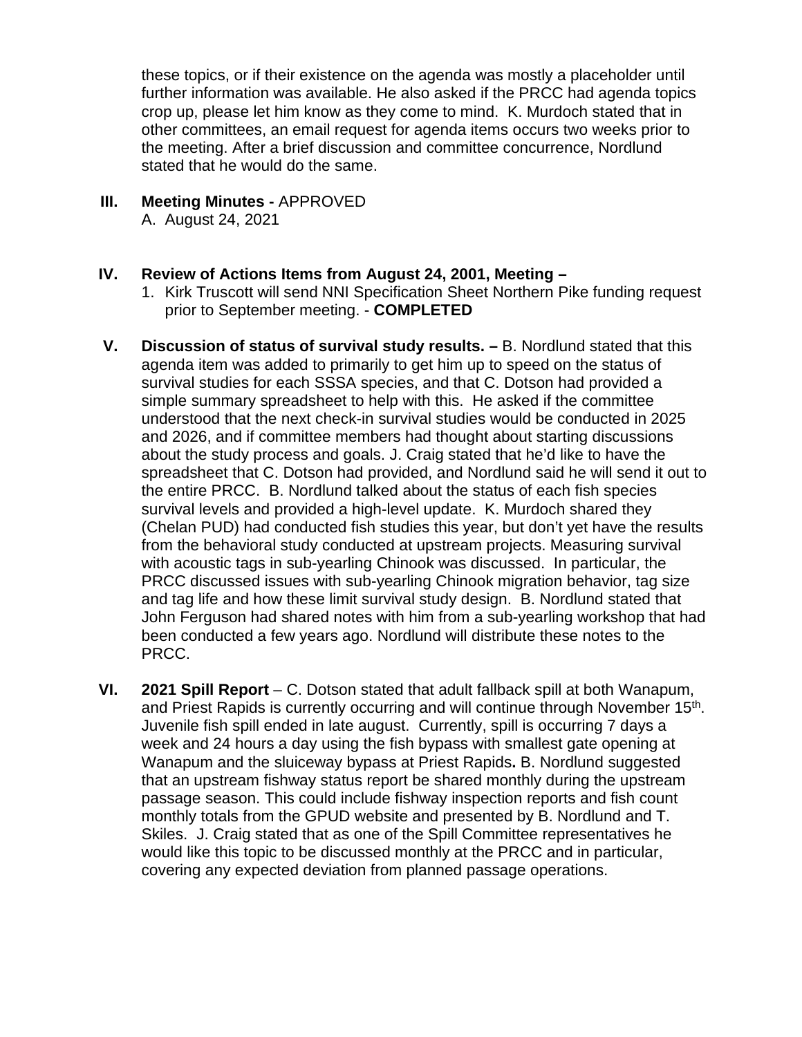these topics, or if their existence on the agenda was mostly a placeholder until further information was available. He also asked if the PRCC had agenda topics crop up, please let him know as they come to mind. K. Murdoch stated that in other committees, an email request for agenda items occurs two weeks prior to the meeting. After a brief discussion and committee concurrence, Nordlund stated that he would do the same.

**III. Meeting Minutes -** APPROVED

A. August 24, 2021

**IV. Review of Actions Items from August 24, 2001, Meeting –**

1. Kirk Truscott will send NNI Specification Sheet Northern Pike funding request prior to September meeting. - **COMPLETED**

**V. Discussion of status of survival study results. –** B. Nordlund stated that this agenda item was added to primarily to get him up to speed on the status of survival studies for each SSSA species, and that C. Dotson had provided a simple summary spreadsheet to help with this. He asked if the committee understood that the next check-in survival studies would be conducted in 2025 and 2026, and if committee members had thought about starting discussions about the study process and goals. J. Craig stated that he'd like to have the spreadsheet that C. Dotson had provided, and Nordlund said he will send it out to the entire PRCC. B. Nordlund talked about the status of each fish species survival levels and provided a high-level update. K. Murdoch shared they (Chelan PUD) had conducted fish studies this year, but don't yet have the results from the behavioral study conducted at upstream projects. Measuring survival with acoustic tags in sub-yearling Chinook was discussed. In particular, the PRCC discussed issues with sub-yearling Chinook migration behavior, tag size and tag life and how these limit survival study design. B. Nordlund stated that John Ferguson had shared notes with him from a sub-yearling workshop that had been conducted a few years ago. Nordlund will distribute these notes to the PRCC.

**VI. 2021 Spill Report** – C. Dotson stated that adult fallback spill at both Wanapum, and Priest Rapids is currently occurring and will continue through November 15th. Juvenile fish spill ended in late august. Currently, spill is occurring 7 days a week and 24 hours a day using the fish bypass with smallest gate opening at Wanapum and the sluiceway bypass at Priest Rapids**.** B. Nordlund suggested that an upstream fishway status report be shared monthly during the upstream passage season. This could include fishway inspection reports and fish count monthly totals from the GPUD website and presented by B. Nordlund and T. Skiles. J. Craig stated that as one of the Spill Committee representatives he would like this topic to be discussed monthly at the PRCC and in particular, covering any expected deviation from planned passage operations.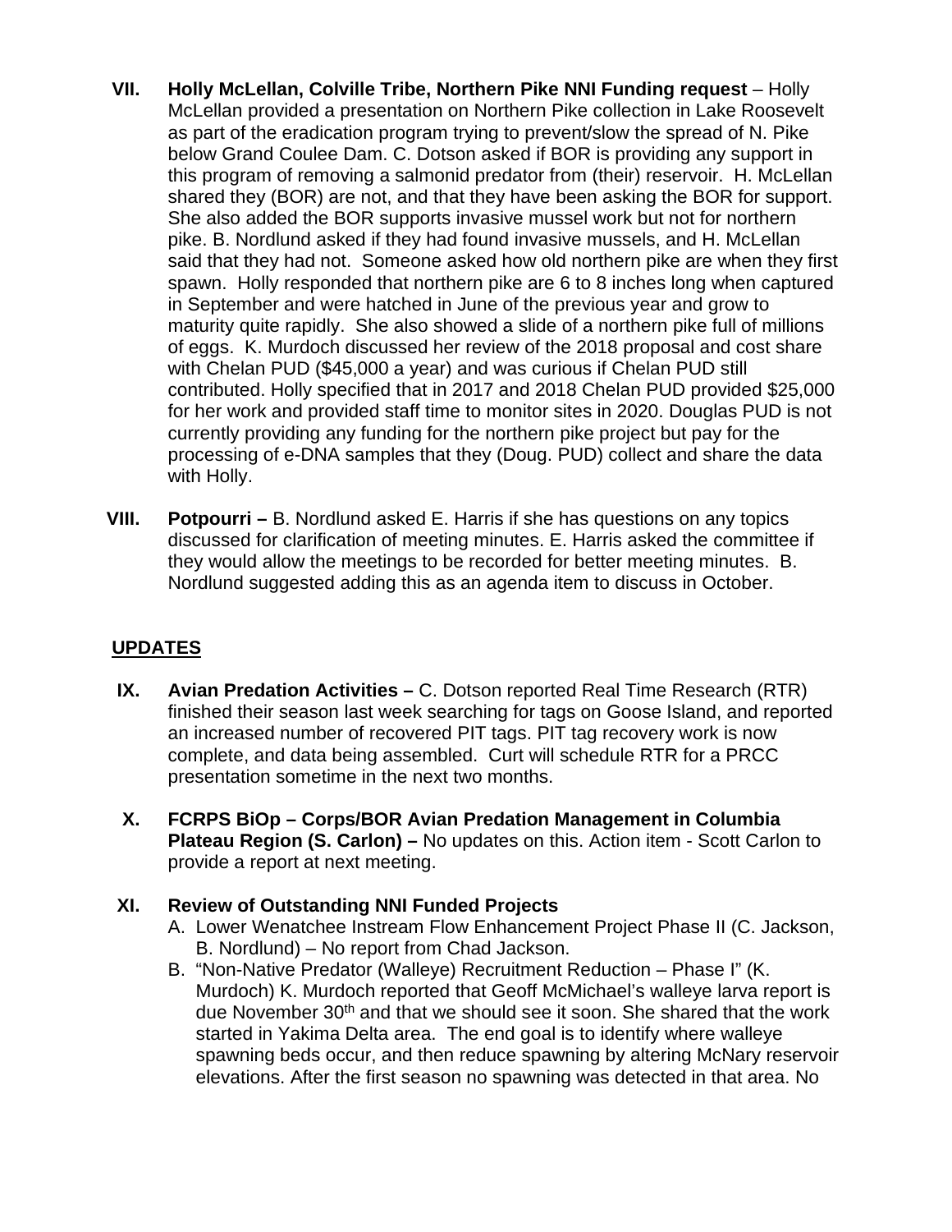**VII. Holly McLellan, Colville Tribe, Northern Pike NNI Funding request** – Holly McLellan provided a presentation on Northern Pike collection in Lake Roosevelt as part of the eradication program trying to prevent/slow the spread of N. Pike below Grand Coulee Dam. C. Dotson asked if BOR is providing any support in this program of removing a salmonid predator from (their) reservoir. H. McLellan shared they (BOR) are not, and that they have been asking the BOR for support. She also added the BOR supports invasive mussel work but not for northern pike. B. Nordlund asked if they had found invasive mussels, and H. McLellan said that they had not. Someone asked how old northern pike are when they first spawn. Holly responded that northern pike are 6 to 8 inches long when captured in September and were hatched in June of the previous year and grow to maturity quite rapidly. She also showed a slide of a northern pike full of millions of eggs. K. Murdoch discussed her review of the 2018 proposal and cost share with Chelan PUD ($45,000 a year) and was curious if Chelan PUD still contributed. Holly specified that in 2017 and 2018 Chelan PUD provided $25,000 for her work and provided staff time to monitor sites in 2020. Douglas PUD is not currently providing any funding for the northern pike project but pay for the processing of e-DNA samples that they (Doug. PUD) collect and share the data with Holly.

**VIII. Potpourri –** B. Nordlund asked E. Harris if she has questions on any topics discussed for clarification of meeting minutes. E. Harris asked the committee if they would allow the meetings to be recorded for better meeting minutes. B. Nordlund suggested adding this as an agenda item to discuss in October.

## UPDATES

**IX. Avian Predation Activities –** C. Dotson reported Real Time Research (RTR) finished their season last week searching for tags on Goose Island, and reported an increased number of recovered PIT tags. PIT tag recovery work is now complete, and data being assembled. Curt will schedule RTR for a PRCC presentation sometime in the next two months.

**X. FCRPS BiOp – Corps/BOR Avian Predation Management in Columbia Plateau Region (S. Carlon) –** No updates on this. Action item - Scott Carlon to provide a report at next meeting.

**XI. Review of Outstanding NNI Funded Projects**

A. Lower Wenatchee Instream Flow Enhancement Project Phase II (C. Jackson, B. Nordlund) – No report from Chad Jackson.

B. "Non-Native Predator (Walleye) Recruitment Reduction – Phase I" (K. Murdoch) K. Murdoch reported that Geoff McMichael's walleye larva report is due November 30th and that we should see it soon. She shared that the work started in Yakima Delta area. The end goal is to identify where walleye spawning beds occur, and then reduce spawning by altering McNary reservoir elevations. After the first season no spawning was detected in that area. No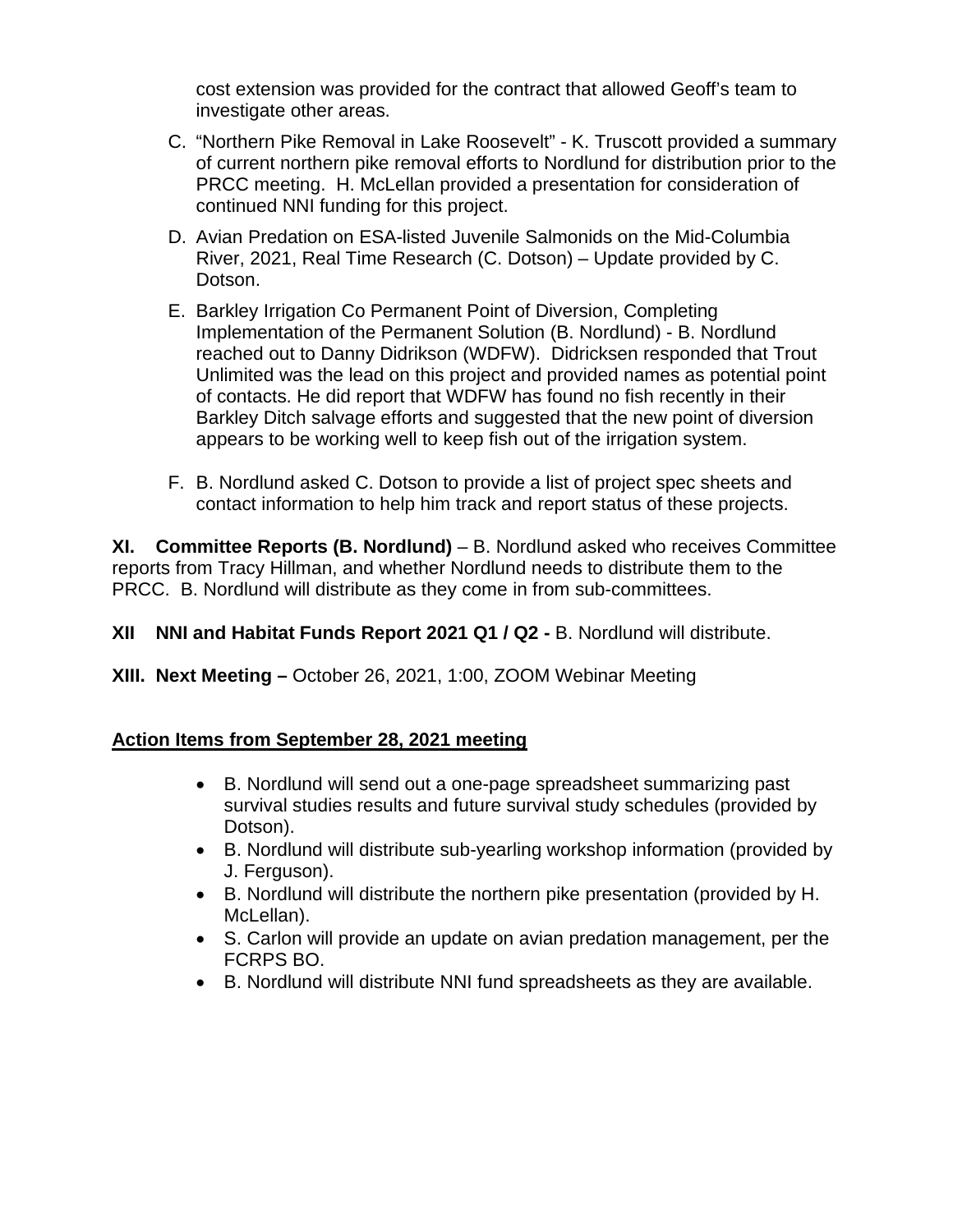cost extension was provided for the contract that allowed Geoff's team to investigate other areas.

C. "Northern Pike Removal in Lake Roosevelt" - K. Truscott provided a summary of current northern pike removal efforts to Nordlund for distribution prior to the PRCC meeting. H. McLellan provided a presentation for consideration of continued NNI funding for this project.

D. Avian Predation on ESA-listed Juvenile Salmonids on the Mid-Columbia River, 2021, Real Time Research (C. Dotson) – Update provided by C. Dotson.

E. Barkley Irrigation Co Permanent Point of Diversion, Completing Implementation of the Permanent Solution (B. Nordlund) - B. Nordlund reached out to Danny Didrikson (WDFW). Didricksen responded that Trout Unlimited was the lead on this project and provided names as potential point of contacts. He did report that WDFW has found no fish recently in their Barkley Ditch salvage efforts and suggested that the new point of diversion appears to be working well to keep fish out of the irrigation system.

F. B. Nordlund asked C. Dotson to provide a list of project spec sheets and contact information to help him track and report status of these projects.

**XI. Committee Reports (B. Nordlund)** – B. Nordlund asked who receives Committee reports from Tracy Hillman, and whether Nordlund needs to distribute them to the PRCC. B. Nordlund will distribute as they come in from sub-committees.

**XII NNI and Habitat Funds Report 2021 Q1 / Q2 -** B. Nordlund will distribute.

**XIII. Next Meeting –** October 26, 2021, 1:00, ZOOM Webinar Meeting

**Action Items from September 28, 2021 meeting**

- B. Nordlund will send out a one-page spreadsheet summarizing past survival studies results and future survival study schedules (provided by Dotson).
- B. Nordlund will distribute sub-yearling workshop information (provided by J. Ferguson).
- B. Nordlund will distribute the northern pike presentation (provided by H. McLellan).
- S. Carlon will provide an update on avian predation management, per the FCRPS BO.
- B. Nordlund will distribute NNI fund spreadsheets as they are available.